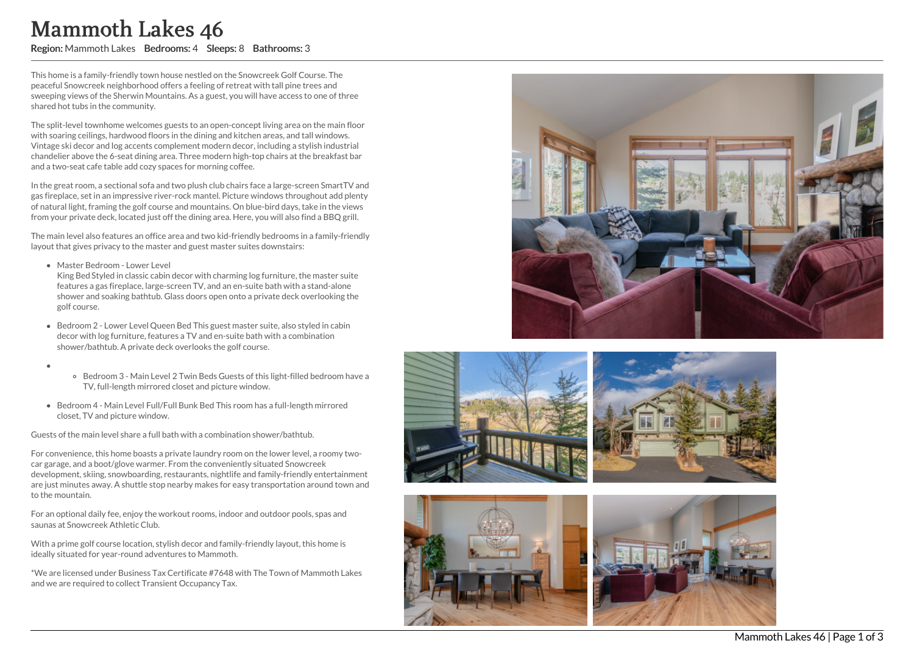# Mammoth Lakes 46

**Region:** Mammoth Lakes **Bedrooms:** 4 **Sleeps:** 8 **Bathrooms:** 3

This home is a family-friendly town house nestled on the Snowcreek Golf Course. The peaceful Snowcreek neighborhood offers a feeling of retreat with tall pine trees and sweeping views of the Sherwin Mountains. As a guest, you will have access to one of three shared hot tubs in the community.

The split-level townhome welcomes guests to an open-concept living area on the main floor with soaring ceilings, hardwood floors in the dining and kitchen areas, and tall windows. Vintage ski decor and log accents complement modern decor, including a stylish industrial chandelier above the 6-seat dining area. Three modern high-top chairs at the breakfast bar and a two-seat cafe table add cozy spaces for morning coffee.

In the great room, a sectional sofa and two plush club chairs face a large-screen SmartTV and gas fireplace, set in an impressive river-rock mantel. Picture windows throughout add plenty of natural light, framing the golf course and mountains. On blue-bird days, take in the views from your private deck, located just off the dining area. Here, you will also find a BBQ grill.

The main level also features an office area and two kid-friendly bedrooms in a family-friendly layout that gives privacy to the master and guest master suites downstairs:

- Master Bedroom - Lower Level  
  King Bed Styled in classic cabin decor with charming log furniture, the master suite features a gas fireplace, large-screen TV, and an en-suite bath with a stand-alone shower and soaking bathtub. Glass doors open onto a private deck overlooking the golf course.
- Bedroom 2 - Lower Level Queen Bed This guest master suite, also styled in cabin decor with log furniture, features a TV and en-suite bath with a combination shower/bathtub. A private deck overlooks the golf course.
- 
  - Bedroom 3 - Main Level 2 Twin Beds Guests of this light-filled bedroom have a TV, full-length mirrored closet and picture window.
- Bedroom 4 - Main Level Full/Full Bunk Bed This room has a full-length mirrored closet, TV and picture window.

Guests of the main level share a full bath with a combination shower/bathtub.

For convenience, this home boasts a private laundry room on the lower level, a roomy two-car garage, and a boot/glove warmer. From the conveniently situated Snowcreek development, skiing, snowboarding, restaurants, nightlife and family-friendly entertainment are just minutes away. A shuttle stop nearby makes for easy transportation around town and to the mountain.

For an optional daily fee, enjoy the workout rooms, indoor and outdoor pools, spas and saunas at Snowcreek Athletic Club.

With a prime golf course location, stylish decor and family-friendly layout, this home is ideally situated for year-round adventures to Mammoth.

*We are licensed under Business Tax Certificate #7648 with The Town of Mammoth Lakes and we are required to collect Transient Occupancy Tax.